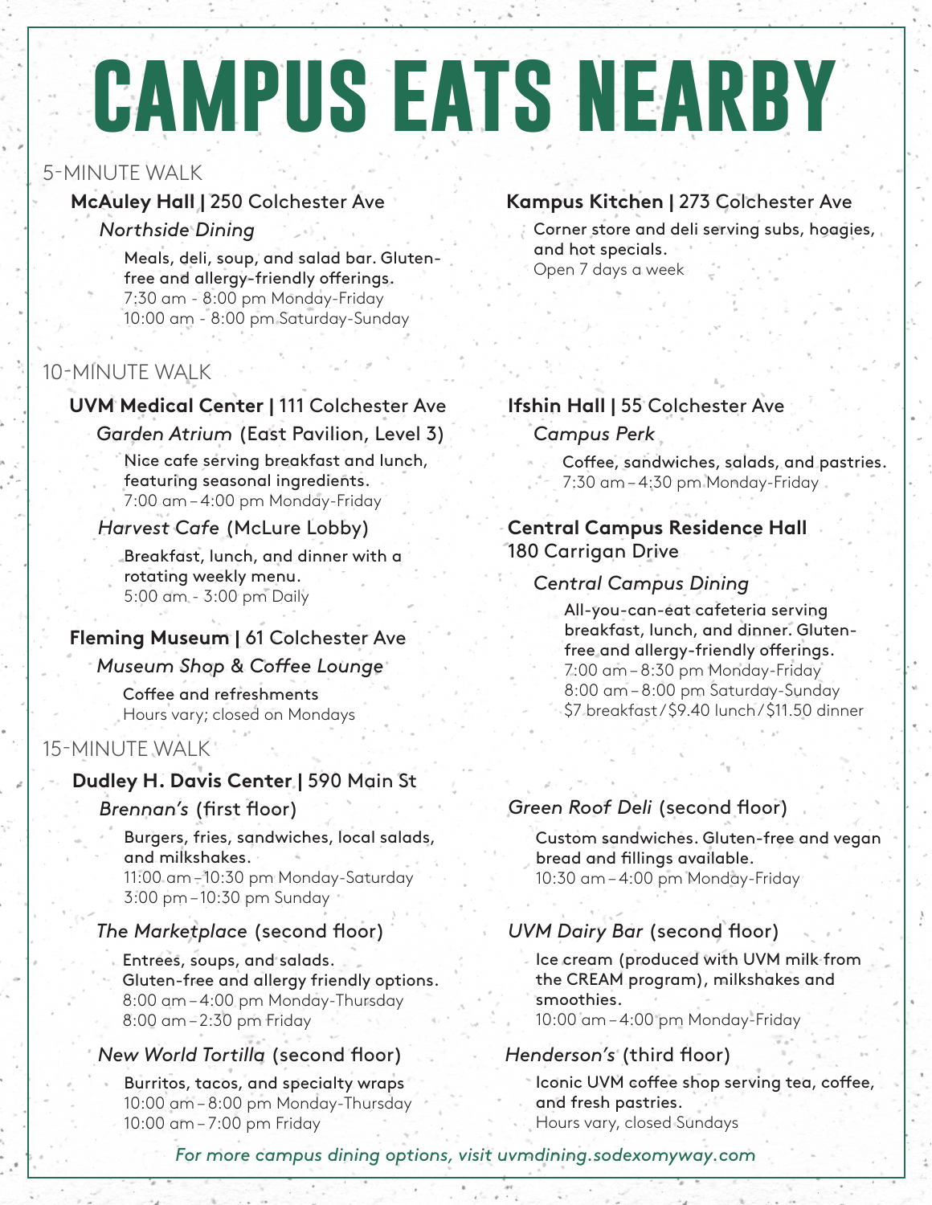# CAMPUS EATS NEARBY

## 5-MINUTE WALK

### **McAuley Hall |** 250 Colchester Ave

*Northside Dining*

Meals, deli, soup, and salad bar. Gluten-free and allergy-friendly offerings.
7:30 am - 8:00 pm Monday-Friday
10:00 am - 8:00 pm Saturday-Sunday

### **Kampus Kitchen |** 273 Colchester Ave

Corner store and deli serving subs, hoagies, and hot specials.
Open 7 days a week

## 10-MINUTE WALK

### **UVM Medical Center |** 111 Colchester Ave

*Garden Atrium* (East Pavilion, Level 3)

Nice cafe serving breakfast and lunch, featuring seasonal ingredients.
7:00 am – 4:00 pm Monday-Friday

*Harvest Cafe* (McLure Lobby)

Breakfast, lunch, and dinner with a rotating weekly menu.
5:00 am - 3:00 pm Daily

### **Fleming Museum |** 61 Colchester Ave

*Museum Shop & Coffee Lounge*

Coffee and refreshments
Hours vary; closed on Mondays

### **Ifshin Hall |** 55 Colchester Ave

*Campus Perk*

Coffee, sandwiches, salads, and pastries.
7:30 am – 4:30 pm Monday-Friday

### **Central Campus Residence Hall** 180 Carrigan Drive

*Central Campus Dining*

All-you-can-eat cafeteria serving breakfast, lunch, and dinner. Gluten-free and allergy-friendly offerings.
7:00 am – 8:30 pm Monday-Friday
8:00 am – 8:00 pm Saturday-Sunday
$7 breakfast / $9.40 lunch / $11.50 dinner

## 15-MINUTE WALK

### **Dudley H. Davis Center |** 590 Main St

*Brennan's* (first floor)

Burgers, fries, sandwiches, local salads, and milkshakes.
11:00 am – 10:30 pm Monday-Saturday
3:00 pm – 10:30 pm Sunday

*The Marketplace* (second floor)

Entrees, soups, and salads.
Gluten-free and allergy friendly options.
8:00 am – 4:00 pm Monday-Thursday
8:00 am – 2:30 pm Friday

*New World Tortilla* (second floor)

Burritos, tacos, and specialty wraps
10:00 am – 8:00 pm Monday-Thursday
10:00 am – 7:00 pm Friday

*Green Roof Deli* (second floor)

Custom sandwiches. Gluten-free and vegan bread and fillings available.
10:30 am – 4:00 pm Monday-Friday

*UVM Dairy Bar* (second floor)

Ice cream (produced with UVM milk from the CREAM program), milkshakes and smoothies.
10:00 am – 4:00 pm Monday-Friday

*Henderson's* (third floor)

Iconic UVM coffee shop serving tea, coffee, and fresh pastries.
Hours vary, closed Sundays

*For more campus dining options, visit uvmdining.sodexomyway.com*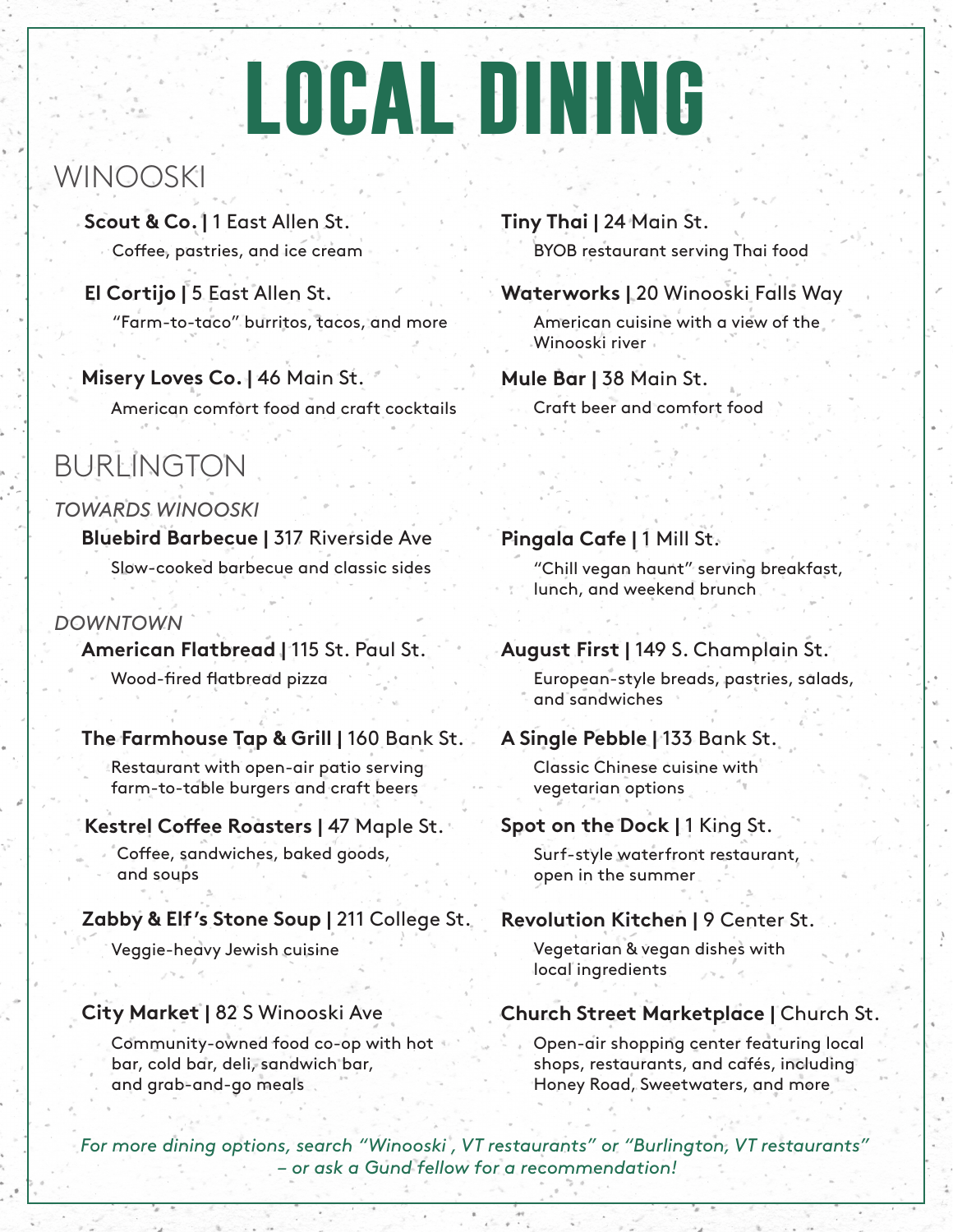# LOCAL DINING

## WINOOSKI

**Scout & Co. |** 1 East Allen St.
Coffee, pastries, and ice cream

**El Cortijo |** 5 East Allen St.
"Farm-to-taco" burritos, tacos, and more

**Misery Loves Co. |** 46 Main St.
American comfort food and craft cocktails

**Tiny Thai |** 24 Main St.
BYOB restaurant serving Thai food

**Waterworks |** 20 Winooski Falls Way
American cuisine with a view of the Winooski river

**Mule Bar |** 38 Main St.
Craft beer and comfort food

## BURLINGTON

### *TOWARDS WINOOSKI*

**Bluebird Barbecue |** 317 Riverside Ave
Slow-cooked barbecue and classic sides

**Pingala Cafe |** 1 Mill St.
"Chill vegan haunt" serving breakfast, lunch, and weekend brunch

### *DOWNTOWN*

**American Flatbread |** 115 St. Paul St.
Wood-fired flatbread pizza

**The Farmhouse Tap & Grill |** 160 Bank St.
Restaurant with open-air patio serving farm-to-table burgers and craft beers

**Kestrel Coffee Roasters |** 47 Maple St.
Coffee, sandwiches, baked goods, and soups

**Zabby & Elf's Stone Soup |** 211 College St.
Veggie-heavy Jewish cuisine

**City Market |** 82 S Winooski Ave
Community-owned food co-op with hot bar, cold bar, deli, sandwich bar, and grab-and-go meals

**August First |** 149 S. Champlain St.
European-style breads, pastries, salads, and sandwiches

**A Single Pebble |** 133 Bank St.
Classic Chinese cuisine with vegetarian options

**Spot on the Dock |** 1 King St.
Surf-style waterfront restaurant, open in the summer

**Revolution Kitchen |** 9 Center St.
Vegetarian & vegan dishes with local ingredients

**Church Street Marketplace |** Church St.
Open-air shopping center featuring local shops, restaurants, and cafés, including Honey Road, Sweetwaters, and more

*For more dining options, search "Winooski , VT restaurants" or "Burlington, VT restaurants" – or ask a Gund fellow for a recommendation!*